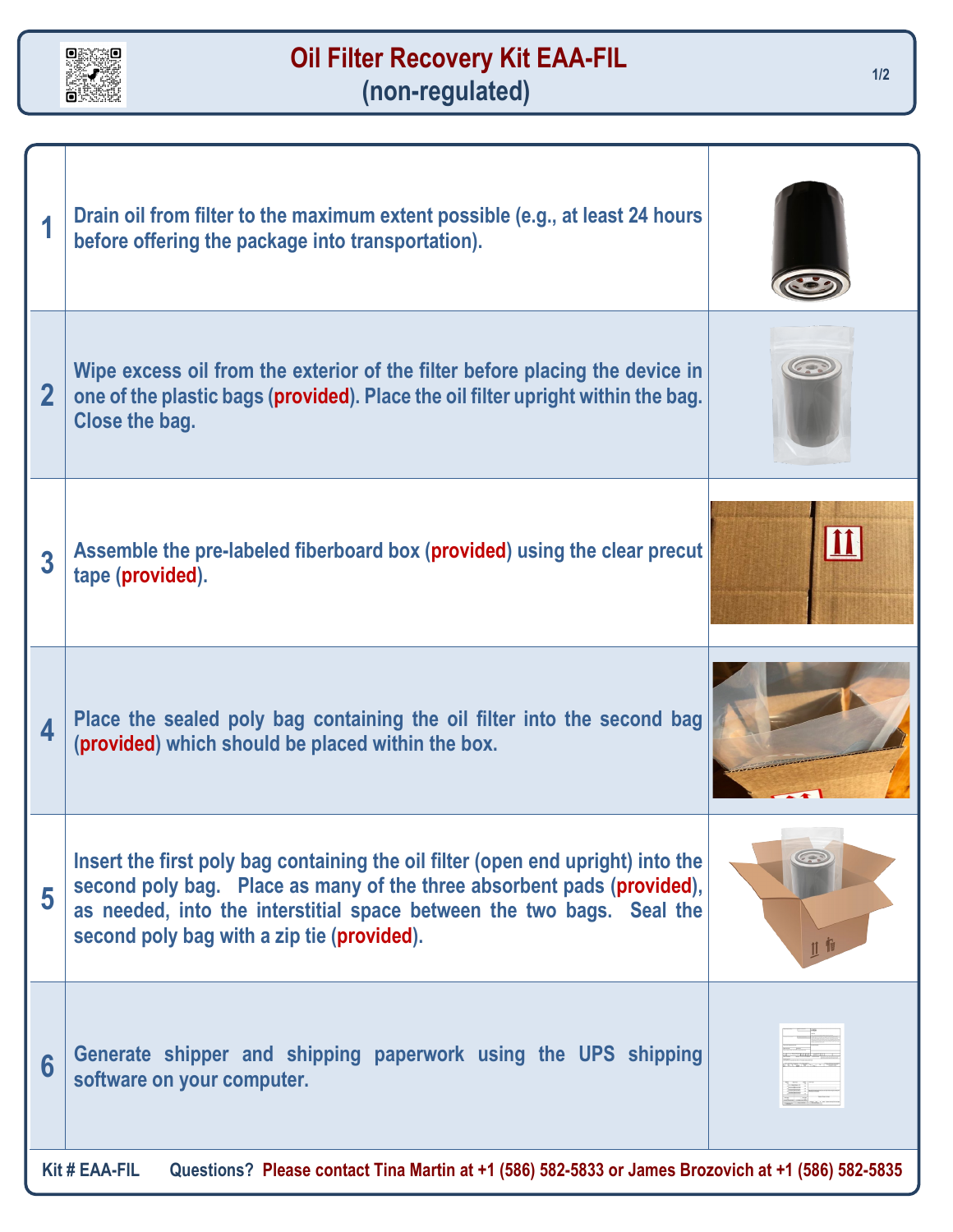# Oil Filter Recovery Kit EAA-FIL (non-regulated)

| Step | Instruction |
| --- | --- |
| 1 | Drain oil from filter to the maximum extent possible (e.g., at least 24 hours before offering the package into transportation). |
| 2 | Wipe excess oil from the exterior of the filter before placing the device in one of the plastic bags (**provided**). Place the oil filter upright within the bag. Close the bag. |
| 3 | Assemble the pre-labeled fiberboard box (**provided**) using the clear precut tape (**provided**). |
| 4 | Place the sealed poly bag containing the oil filter into the second bag (**provided**) which should be placed within the box. |
| 5 | Insert the first poly bag containing the oil filter (open end upright) into the second poly bag. Place as many of the three absorbent pads (**provided**), as needed, into the interstitial space between the two bags. Seal the second poly bag with a zip tie (**provided**). |
| 6 | Generate shipper and shipping paperwork using the UPS shipping software on your computer. |

Kit # EAA-FIL Questions? **Please contact Tina Martin at +1 (586) 582-5833 or James Brozovich at +1 (586) 582-5835**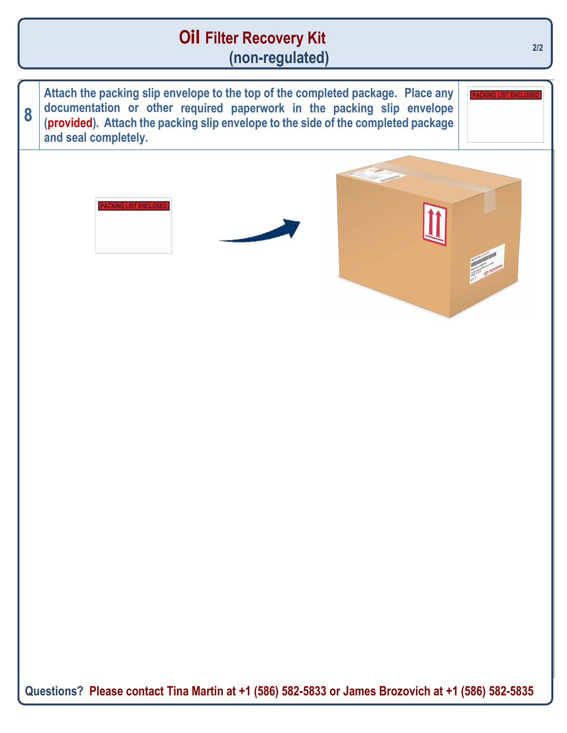# Oil Filter Recovery Kit (non-regulated)

**8** **Attach the packing slip envelope to the top of the completed package. Place any documentation or other required paperwork in the packing slip envelope (provided). Attach the packing slip envelope to the side of the completed package and seal completely.**

PACKING LIST ENCLOSED

PACKING LIST ENCLOSED

**Questions? Please contact Tina Martin at +1 (586) 582-5833 or James Brozovich at +1 (586) 582-5835**